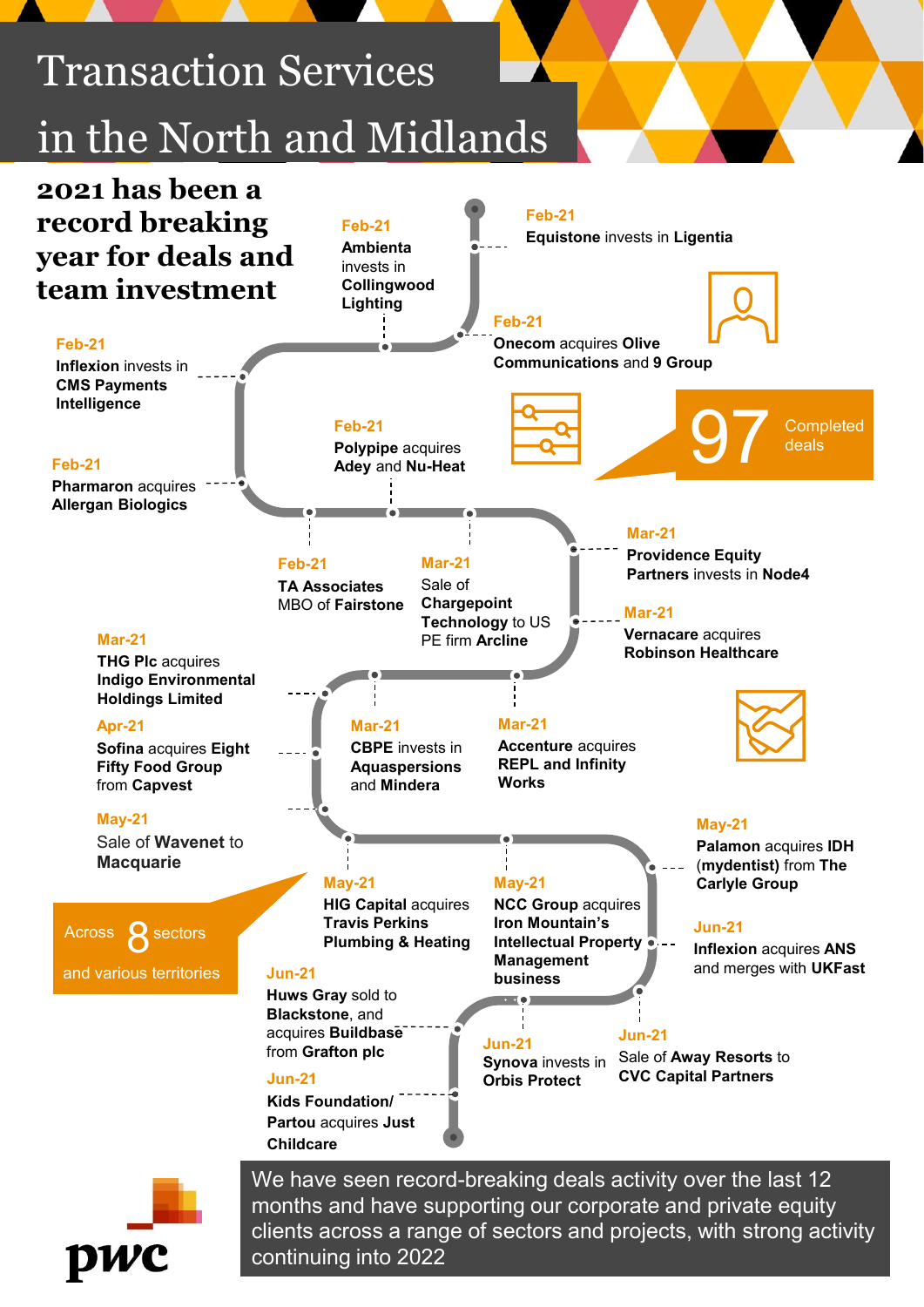# Transaction Services in the North and Midlands

## 2021 has been a record breaking year for deals and team investment

**97** Completed deals

Across **8** sectors and various territories

**Feb-21**
**Ambienta** invests in **Collingwood Lighting**

**Feb-21**
**Equistone** invests in **Ligentia**

**Feb-21**
**Onecom** acquires **Olive Communications** and **9 Group**

**Feb-21**
**Inflexion** invests in **CMS Payments Intelligence**

**Feb-21**
**Polypipe** acquires **Adey** and **Nu-Heat**

**Feb-21**
**Pharmaron** acquires **Allergan Biologics**

**Feb-21**
**TA Associates** MBO of **Fairstone**

**Mar-21**
Sale of **Chargepoint Technology** to US PE firm **Arcline**

**Mar-21**
**Providence Equity Partners** invests in **Node4**

**Mar-21**
**Vernacare** acquires **Robinson Healthcare**

**Mar-21**
**THG Plc** acquires **Indigo Environmental Holdings Limited**

**Mar-21**
**CBPE** invests in **Aquaspersions** and **Mindera**

**Mar-21**
**Accenture** acquires **REPL and Infinity Works**

**Apr-21**
**Sofina** acquires **Eight Fifty Food Group** from **Capvest**

**May-21**
Sale of **Wavenet** to **Macquarie**

**May-21**
**Palamon** acquires **IDH (mydentist)** from **The Carlyle Group**

**May-21**
**HIG Capital** acquires **Travis Perkins Plumbing & Heating**

**May-21**
**NCC Group** acquires **Iron Mountain's Intellectual Property Management business**

**Jun-21**
**Inflexion** acquires **ANS** and merges with **UKFast**

**Jun-21**
**Huws Gray** sold to **Blackstone**, and acquires **Buildbase** from **Grafton plc**

**Jun-21**
**Synova** invests in **Orbis Protect**

**Jun-21**
Sale of **Away Resorts** to **CVC Capital Partners**

**Jun-21**
**Kids Foundation/ Partou** acquires **Just Childcare**

We have seen record-breaking deals activity over the last 12 months and have supporting our corporate and private equity clients across a range of sectors and projects, with strong activity continuing into 2022

pwc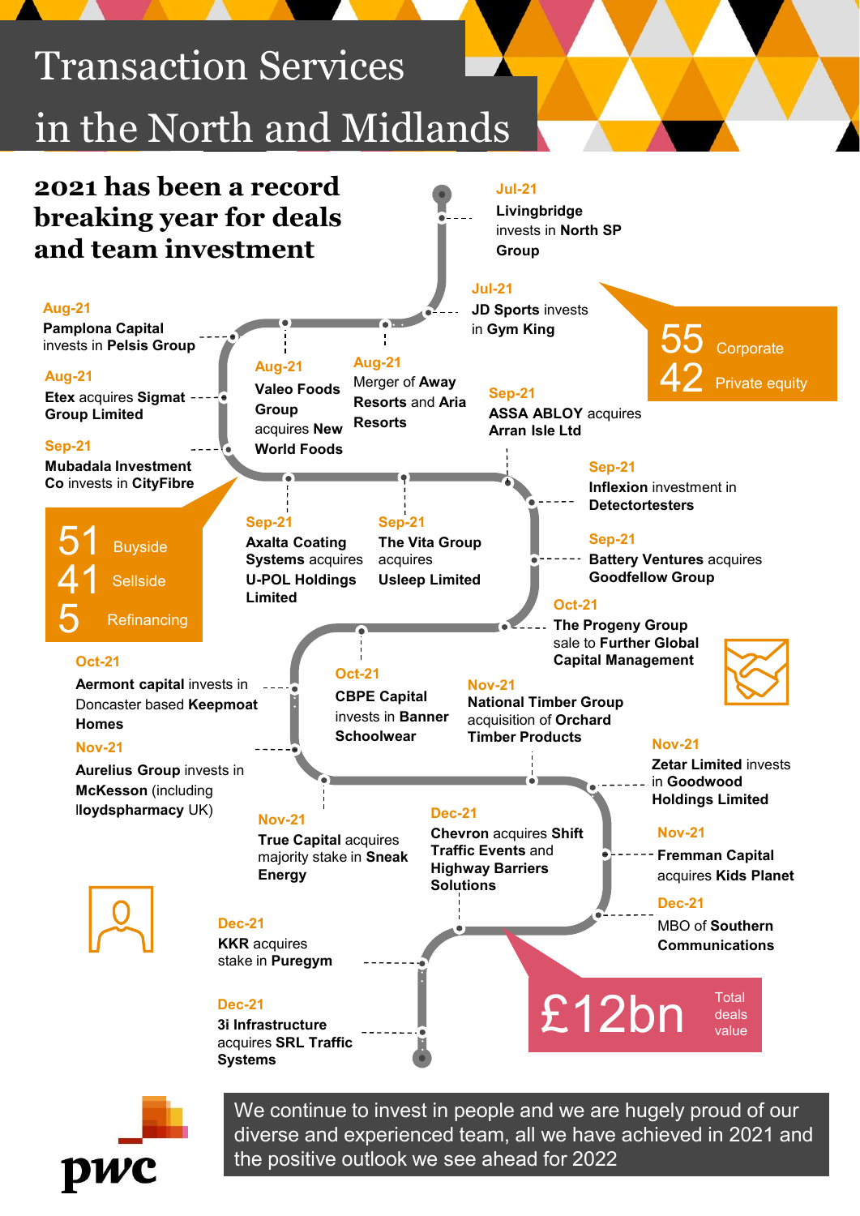# Transaction Services in the North and Midlands

## 2021 has been a record breaking year for deals and team investment

**Jul-21**
**Livingbridge** invests in **North SP Group**

**Jul-21**
**JD Sports** invests in **Gym King**

55 Corporate
42 Private equity

**Aug-21**
**Pamplona Capital** invests in **Pelsis Group**

**Aug-21**
**Valeo Foods Group** acquires **New World Foods**

**Aug-21**
Merger of **Away Resorts** and **Aria Resorts**

**Aug-21**
**Etex** acquires **Sigmat Group Limited**

**Sep-21**
**ASSA ABLOY** acquires **Arran Isle Ltd**

**Sep-21**
**Mubadala Investment Co** invests in **CityFibre**

**Sep-21**
**Inflexion** investment in **Detectortesters**

51 Buyside
41 Sellside
5 Refinancing

**Sep-21**
**Axalta Coating Systems** acquires **U-POL Holdings Limited**

**Sep-21**
**The Vita Group** acquires **Usleep Limited**

**Sep-21**
**Battery Ventures** acquires **Goodfellow Group**

**Oct-21**
**The Progeny Group** sale to **Further Global Capital Management**

**Oct-21**
**Aermont capital** invests in Doncaster based **Keepmoat Homes**

**Oct-21**
**CBPE Capital** invests in **Banner Schoolwear**

**Nov-21**
**National Timber Group** acquisition of **Orchard Timber Products**

**Nov-21**
**Aurelius Group** invests in **McKesson** (including **lloydspharmacy** UK)

**Nov-21**
**Zetar Limited** invests in **Goodwood Holdings Limited**

**Nov-21**
**True Capital** acquires majority stake in **Sneak Energy**

**Dec-21**
**Chevron** acquires **Shift Traffic Events** and **Highway Barriers Solutions**

**Nov-21**
**Fremman Capital** acquires **Kids Planet**

**Dec-21**
**MBO** of **Southern Communications**

**Dec-21**
**KKR** acquires stake in **Puregym**

**Dec-21**
**3i Infrastructure** acquires **SRL Traffic Systems**

£12bn Total deals value

We continue to invest in people and we are hugely proud of our diverse and experienced team, all we have achieved in 2021 and the positive outlook we see ahead for 2022

pwc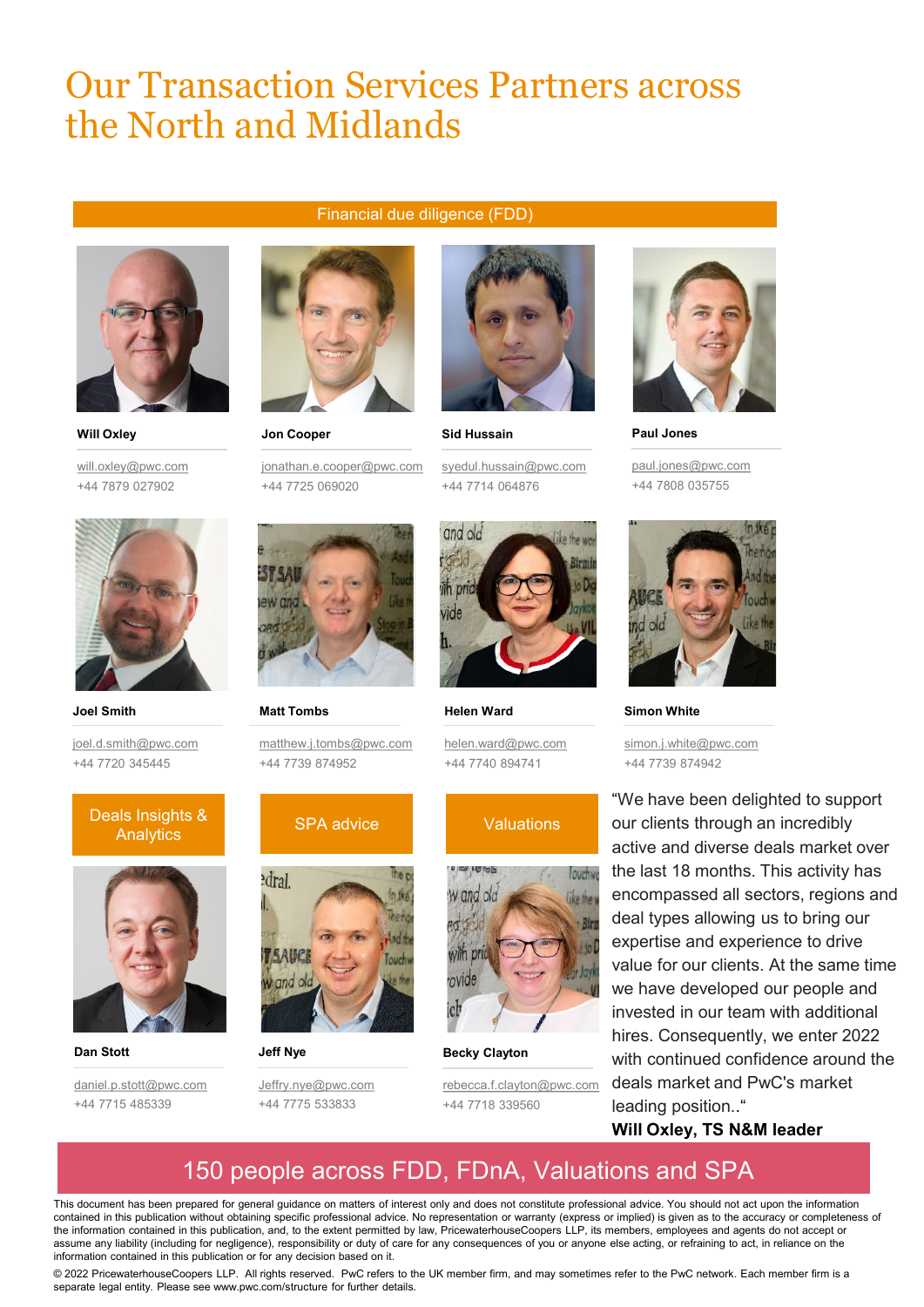# Our Transaction Services Partners across the North and Midlands

## Financial due diligence (FDD)

**Will Oxley**
will.oxley@pwc.com
+44 7879 027902

**Jon Cooper**
jonathan.e.cooper@pwc.com
+44 7725 069020

**Sid Hussain**
syedul.hussain@pwc.com
+44 7714 064876

**Paul Jones**
paul.jones@pwc.com
+44 7808 035755

**Joel Smith**
joel.d.smith@pwc.com
+44 7720 345445

**Matt Tombs**
matthew.j.tombs@pwc.com
+44 7739 874952

**Helen Ward**
helen.ward@pwc.com
+44 7740 894741

**Simon White**
simon.j.white@pwc.com
+44 7739 874942

## Deals Insights & Analytics

**Dan Stott**
daniel.p.stott@pwc.com
+44 7715 485339

## SPA advice

**Jeff Nye**
Jeffry.nye@pwc.com
+44 7775 533833

## Valuations

**Becky Clayton**
rebecca.f.clayton@pwc.com
+44 7718 339560

"We have been delighted to support our clients through an incredibly active and diverse deals market over the last 18 months. This activity has encompassed all sectors, regions and deal types allowing us to bring our expertise and experience to drive value for our clients. At the same time we have developed our people and invested in our team with additional hires. Consequently, we enter 2022 with continued confidence around the deals market and PwC's market leading position.."

**Will Oxley, TS N&M leader**

## 150 people across FDD, FDnA, Valuations and SPA

This document has been prepared for general guidance on matters of interest only and does not constitute professional advice. You should not act upon the information contained in this publication without obtaining specific professional advice. No representation or warranty (express or implied) is given as to the accuracy or completeness of the information contained in this publication, and, to the extent permitted by law, PricewaterhouseCoopers LLP, its members, employees and agents do not accept or assume any liability (including for negligence), responsibility or duty of care for any consequences of you or anyone else acting, or refraining to act, in reliance on the information contained in this publication or for any decision based on it.

© 2022 PricewaterhouseCoopers LLP. All rights reserved. PwC refers to the UK member firm, and may sometimes refer to the PwC network. Each member firm is a separate legal entity. Please see www.pwc.com/structure for further details.